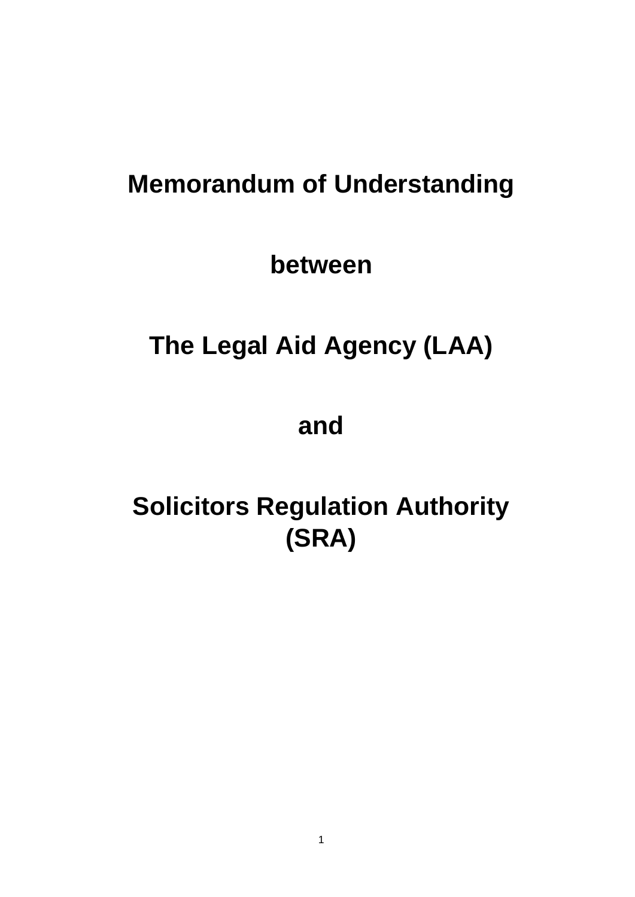# Memorandum of Understanding

**between**

**The Legal Aid Agency (LAA)**

**and**

**Solicitors Regulation Authority (SRA)**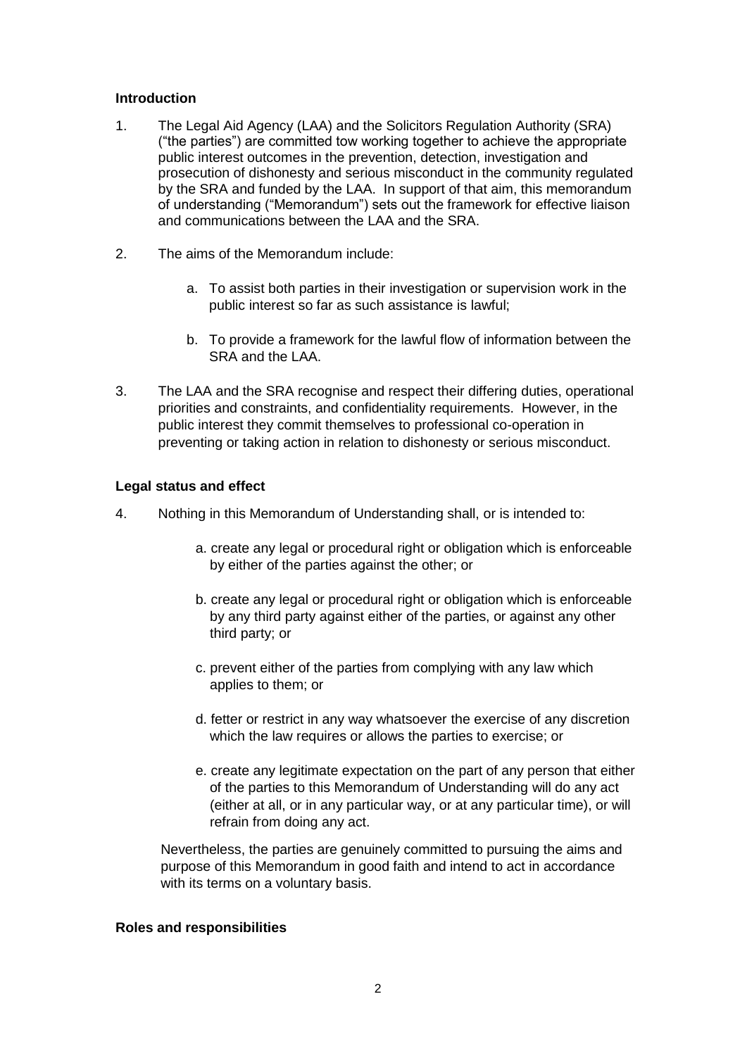## Introduction

1. The Legal Aid Agency (LAA) and the Solicitors Regulation Authority (SRA) ("the parties") are committed tow working together to achieve the appropriate public interest outcomes in the prevention, detection, investigation and prosecution of dishonesty and serious misconduct in the community regulated by the SRA and funded by the LAA. In support of that aim, this memorandum of understanding ("Memorandum") sets out the framework for effective liaison and communications between the LAA and the SRA.

2. The aims of the Memorandum include:

   a. To assist both parties in their investigation or supervision work in the public interest so far as such assistance is lawful;

   b. To provide a framework for the lawful flow of information between the SRA and the LAA.

3. The LAA and the SRA recognise and respect their differing duties, operational priorities and constraints, and confidentiality requirements. However, in the public interest they commit themselves to professional co-operation in preventing or taking action in relation to dishonesty or serious misconduct.

## Legal status and effect

4. Nothing in this Memorandum of Understanding shall, or is intended to:

   a. create any legal or procedural right or obligation which is enforceable by either of the parties against the other; or

   b. create any legal or procedural right or obligation which is enforceable by any third party against either of the parties, or against any other third party; or

   c. prevent either of the parties from complying with any law which applies to them; or

   d. fetter or restrict in any way whatsoever the exercise of any discretion which the law requires or allows the parties to exercise; or

   e. create any legitimate expectation on the part of any person that either of the parties to this Memorandum of Understanding will do any act (either at all, or in any particular way, or at any particular time), or will refrain from doing any act.

   Nevertheless, the parties are genuinely committed to pursuing the aims and purpose of this Memorandum in good faith and intend to act in accordance with its terms on a voluntary basis.

## Roles and responsibilities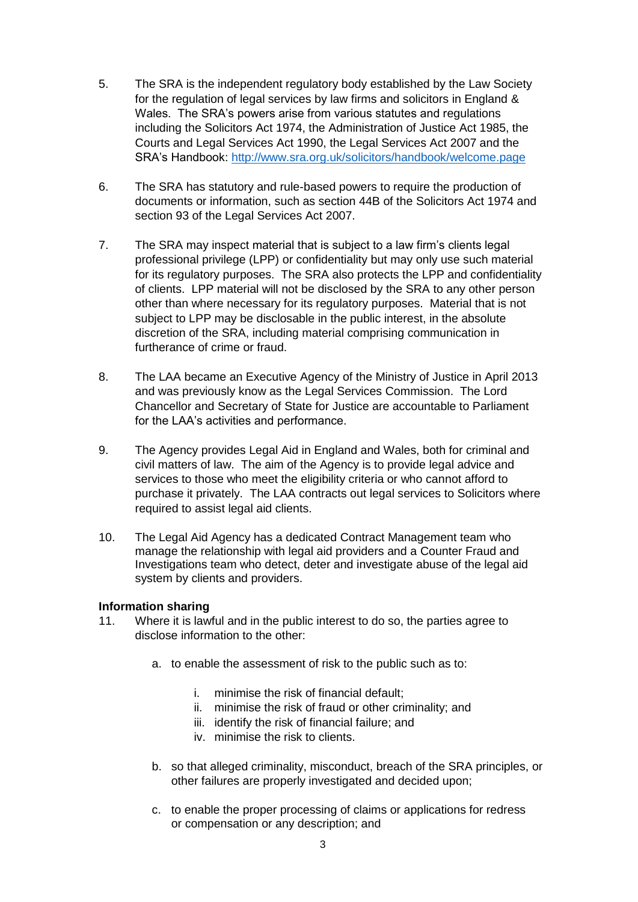5. The SRA is the independent regulatory body established by the Law Society for the regulation of legal services by law firms and solicitors in England & Wales. The SRA's powers arise from various statutes and regulations including the Solicitors Act 1974, the Administration of Justice Act 1985, the Courts and Legal Services Act 1990, the Legal Services Act 2007 and the SRA's Handbook: [http://www.sra.org.uk/solicitors/handbook/welcome.page](http://www.sra.org.uk/solicitors/handbook/welcome.page)

6. The SRA has statutory and rule-based powers to require the production of documents or information, such as section 44B of the Solicitors Act 1974 and section 93 of the Legal Services Act 2007.

7. The SRA may inspect material that is subject to a law firm's clients legal professional privilege (LPP) or confidentiality but may only use such material for its regulatory purposes. The SRA also protects the LPP and confidentiality of clients. LPP material will not be disclosed by the SRA to any other person other than where necessary for its regulatory purposes. Material that is not subject to LPP may be disclosable in the public interest, in the absolute discretion of the SRA, including material comprising communication in furtherance of crime or fraud.

8. The LAA became an Executive Agency of the Ministry of Justice in April 2013 and was previously know as the Legal Services Commission. The Lord Chancellor and Secretary of State for Justice are accountable to Parliament for the LAA's activities and performance.

9. The Agency provides Legal Aid in England and Wales, both for criminal and civil matters of law. The aim of the Agency is to provide legal advice and services to those who meet the eligibility criteria or who cannot afford to purchase it privately. The LAA contracts out legal services to Solicitors where required to assist legal aid clients.

10. The Legal Aid Agency has a dedicated Contract Management team who manage the relationship with legal aid providers and a Counter Fraud and Investigations team who detect, deter and investigate abuse of the legal aid system by clients and providers.

**Information sharing**

11. Where it is lawful and in the public interest to do so, the parties agree to disclose information to the other:

    a. to enable the assessment of risk to the public such as to:

        i. minimise the risk of financial default;
        ii. minimise the risk of fraud or other criminality; and
        iii. identify the risk of financial failure; and
        iv. minimise the risk to clients.

    b. so that alleged criminality, misconduct, breach of the SRA principles, or other failures are properly investigated and decided upon;

    c. to enable the proper processing of claims or applications for redress or compensation or any description; and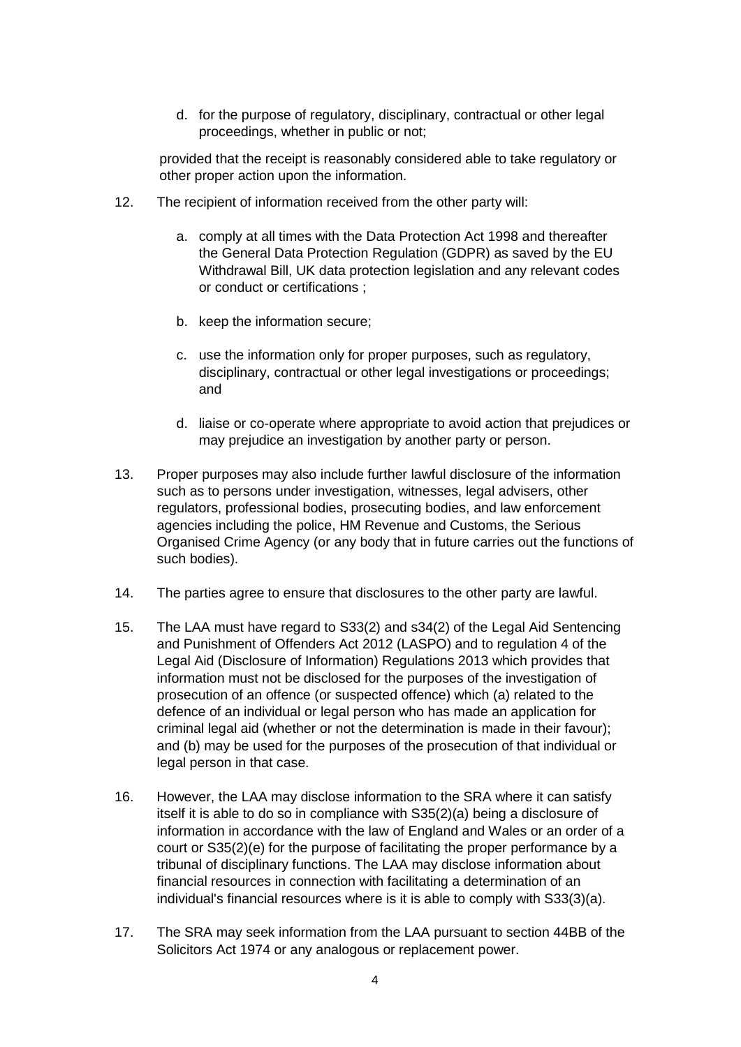d. for the purpose of regulatory, disciplinary, contractual or other legal proceedings, whether in public or not;

provided that the receipt is reasonably considered able to take regulatory or other proper action upon the information.

12. The recipient of information received from the other party will:

    a. comply at all times with the Data Protection Act 1998 and thereafter the General Data Protection Regulation (GDPR) as saved by the EU Withdrawal Bill, UK data protection legislation and any relevant codes or conduct or certifications ;

    b. keep the information secure;

    c. use the information only for proper purposes, such as regulatory, disciplinary, contractual or other legal investigations or proceedings; and

    d. liaise or co-operate where appropriate to avoid action that prejudices or may prejudice an investigation by another party or person.

13. Proper purposes may also include further lawful disclosure of the information such as to persons under investigation, witnesses, legal advisers, other regulators, professional bodies, prosecuting bodies, and law enforcement agencies including the police, HM Revenue and Customs, the Serious Organised Crime Agency (or any body that in future carries out the functions of such bodies).

14. The parties agree to ensure that disclosures to the other party are lawful.

15. The LAA must have regard to S33(2) and s34(2) of the Legal Aid Sentencing and Punishment of Offenders Act 2012 (LASPO) and to regulation 4 of the Legal Aid (Disclosure of Information) Regulations 2013 which provides that information must not be disclosed for the purposes of the investigation of prosecution of an offence (or suspected offence) which (a) related to the defence of an individual or legal person who has made an application for criminal legal aid (whether or not the determination is made in their favour); and (b) may be used for the purposes of the prosecution of that individual or legal person in that case.

16. However, the LAA may disclose information to the SRA where it can satisfy itself it is able to do so in compliance with S35(2)(a) being a disclosure of information in accordance with the law of England and Wales or an order of a court or S35(2)(e) for the purpose of facilitating the proper performance by a tribunal of disciplinary functions. The LAA may disclose information about financial resources in connection with facilitating a determination of an individual's financial resources where is it is able to comply with S33(3)(a).

17. The SRA may seek information from the LAA pursuant to section 44BB of the Solicitors Act 1974 or any analogous or replacement power.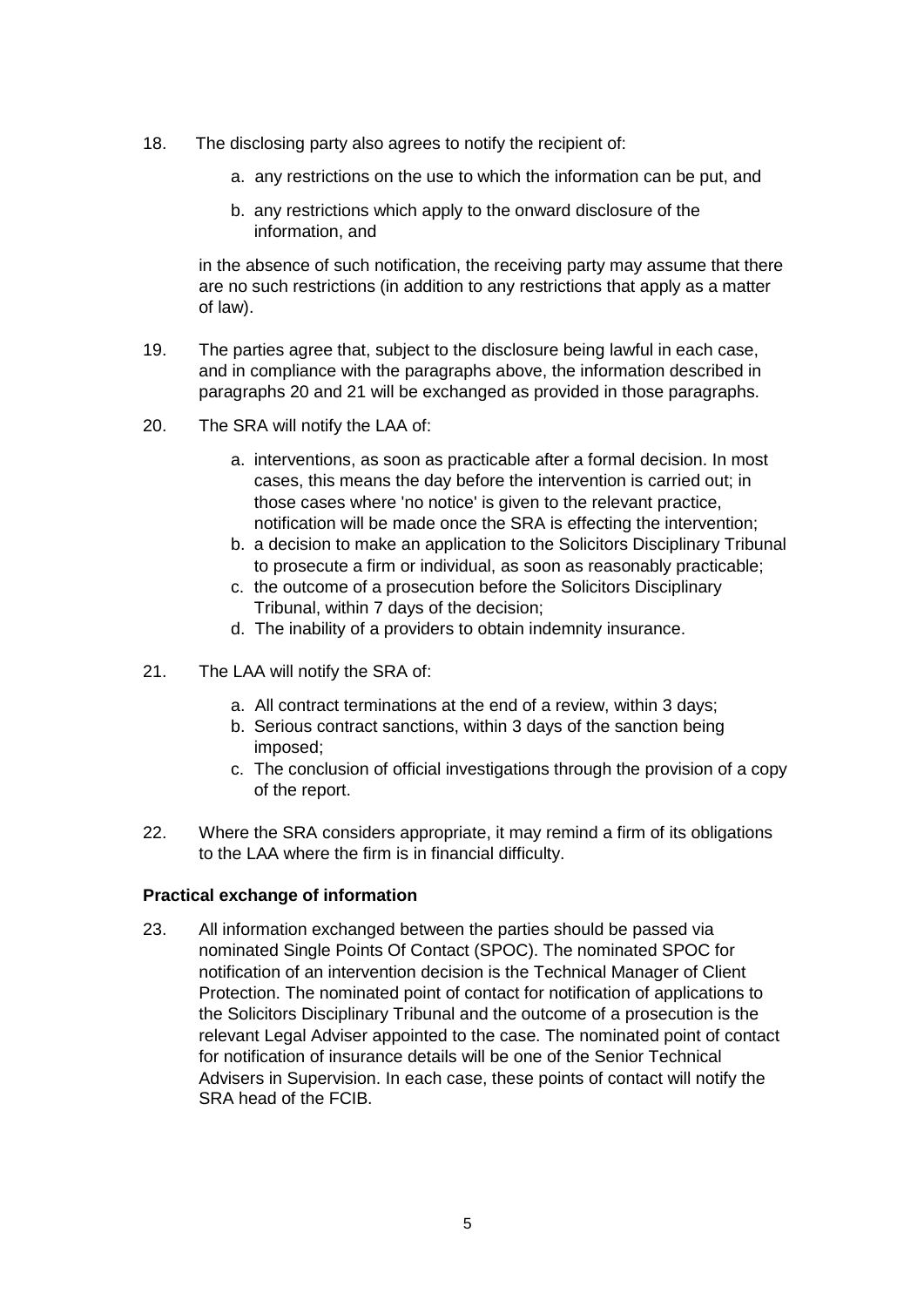18. The disclosing party also agrees to notify the recipient of:

    a. any restrictions on the use to which the information can be put, and

    b. any restrictions which apply to the onward disclosure of the information, and

    in the absence of such notification, the receiving party may assume that there are no such restrictions (in addition to any restrictions that apply as a matter of law).

19. The parties agree that, subject to the disclosure being lawful in each case, and in compliance with the paragraphs above, the information described in paragraphs 20 and 21 will be exchanged as provided in those paragraphs.

20. The SRA will notify the LAA of:

    a. interventions, as soon as practicable after a formal decision. In most cases, this means the day before the intervention is carried out; in those cases where 'no notice' is given to the relevant practice, notification will be made once the SRA is effecting the intervention;
    b. a decision to make an application to the Solicitors Disciplinary Tribunal to prosecute a firm or individual, as soon as reasonably practicable;
    c. the outcome of a prosecution before the Solicitors Disciplinary Tribunal, within 7 days of the decision;
    d. The inability of a providers to obtain indemnity insurance.

21. The LAA will notify the SRA of:

    a. All contract terminations at the end of a review, within 3 days;
    b. Serious contract sanctions, within 3 days of the sanction being imposed;
    c. The conclusion of official investigations through the provision of a copy of the report.

22. Where the SRA considers appropriate, it may remind a firm of its obligations to the LAA where the firm is in financial difficulty.

**Practical exchange of information**

23. All information exchanged between the parties should be passed via nominated Single Points Of Contact (SPOC). The nominated SPOC for notification of an intervention decision is the Technical Manager of Client Protection. The nominated point of contact for notification of applications to the Solicitors Disciplinary Tribunal and the outcome of a prosecution is the relevant Legal Adviser appointed to the case. The nominated point of contact for notification of insurance details will be one of the Senior Technical Advisers in Supervision. In each case, these points of contact will notify the SRA head of the FCIB.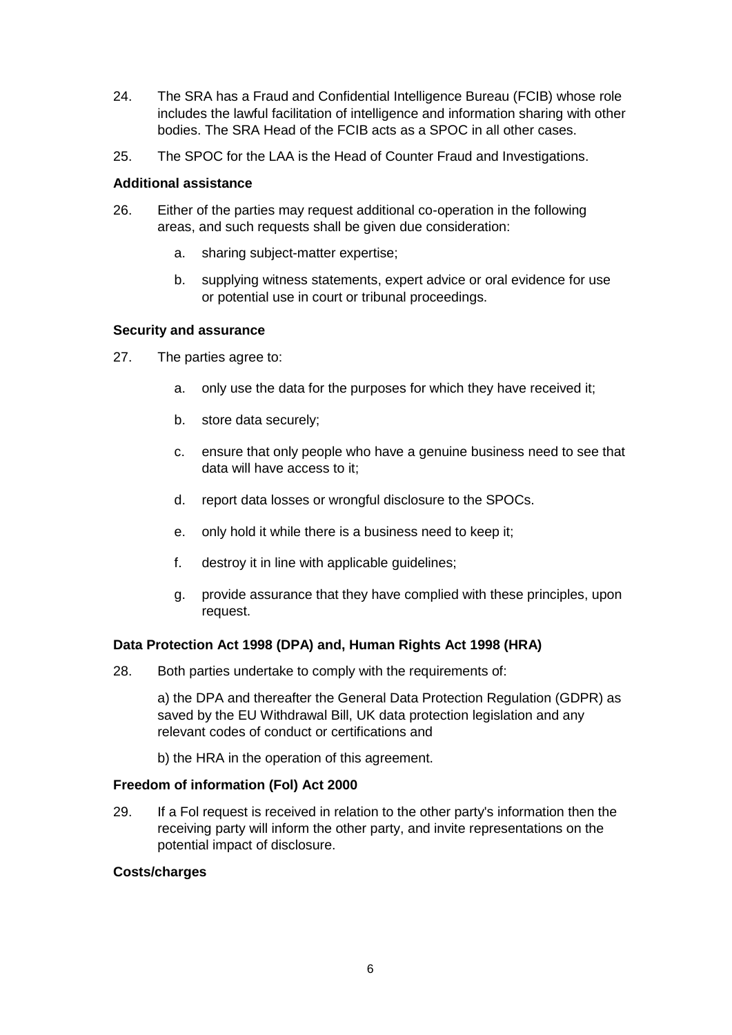24. The SRA has a Fraud and Confidential Intelligence Bureau (FCIB) whose role includes the lawful facilitation of intelligence and information sharing with other bodies. The SRA Head of the FCIB acts as a SPOC in all other cases.

25. The SPOC for the LAA is the Head of Counter Fraud and Investigations.

**Additional assistance**

26. Either of the parties may request additional co-operation in the following areas, and such requests shall be given due consideration:

    a. sharing subject-matter expertise;

    b. supplying witness statements, expert advice or oral evidence for use or potential use in court or tribunal proceedings.

**Security and assurance**

27. The parties agree to:

    a. only use the data for the purposes for which they have received it;

    b. store data securely;

    c. ensure that only people who have a genuine business need to see that data will have access to it;

    d. report data losses or wrongful disclosure to the SPOCs.

    e. only hold it while there is a business need to keep it;

    f. destroy it in line with applicable guidelines;

    g. provide assurance that they have complied with these principles, upon request.

**Data Protection Act 1998 (DPA) and, Human Rights Act 1998 (HRA)**

28. Both parties undertake to comply with the requirements of:

    a) the DPA and thereafter the General Data Protection Regulation (GDPR) as saved by the EU Withdrawal Bill, UK data protection legislation and any relevant codes of conduct or certifications and

    b) the HRA in the operation of this agreement.

**Freedom of information (FoI) Act 2000**

29. If a FoI request is received in relation to the other party's information then the receiving party will inform the other party, and invite representations on the potential impact of disclosure.

**Costs/charges**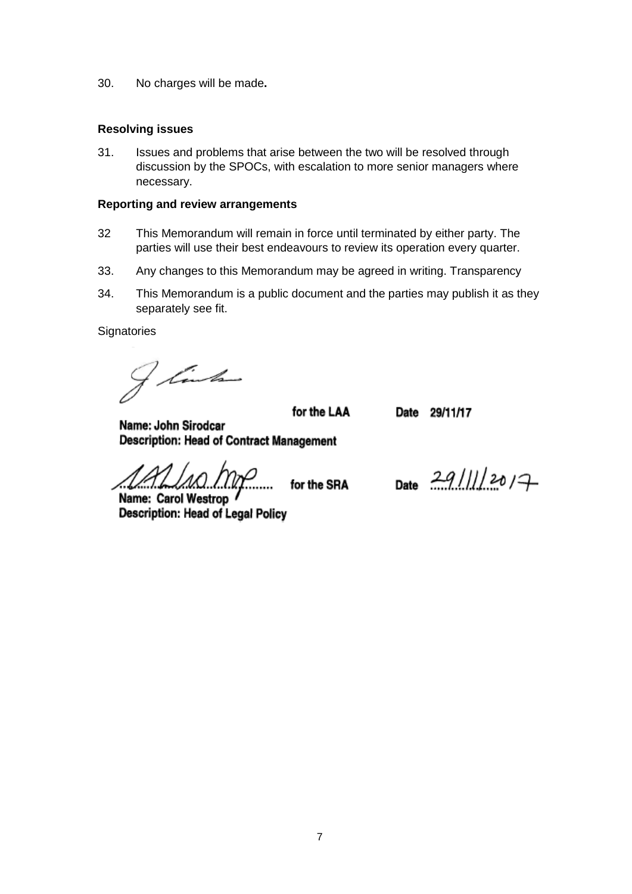30. No charges will be made**.**

**Resolving issues**

31. Issues and problems that arise between the two will be resolved through discussion by the SPOCs, with escalation to more senior managers where necessary.

**Reporting and review arrangements**

32 This Memorandum will remain in force until terminated by either party. The parties will use their best endeavours to review its operation every quarter.

33. Any changes to this Memorandum may be agreed in writing. Transparency

34. This Memorandum is a public document and the parties may publish it as they separately see fit.

Signatories

for the LAA Date 29/11/17

**Name: John Sirodcar**
**Description: Head of Contract Management**

for the SRA Date 29/11/2017

**Name: Carol Westrop**
**Description: Head of Legal Policy**